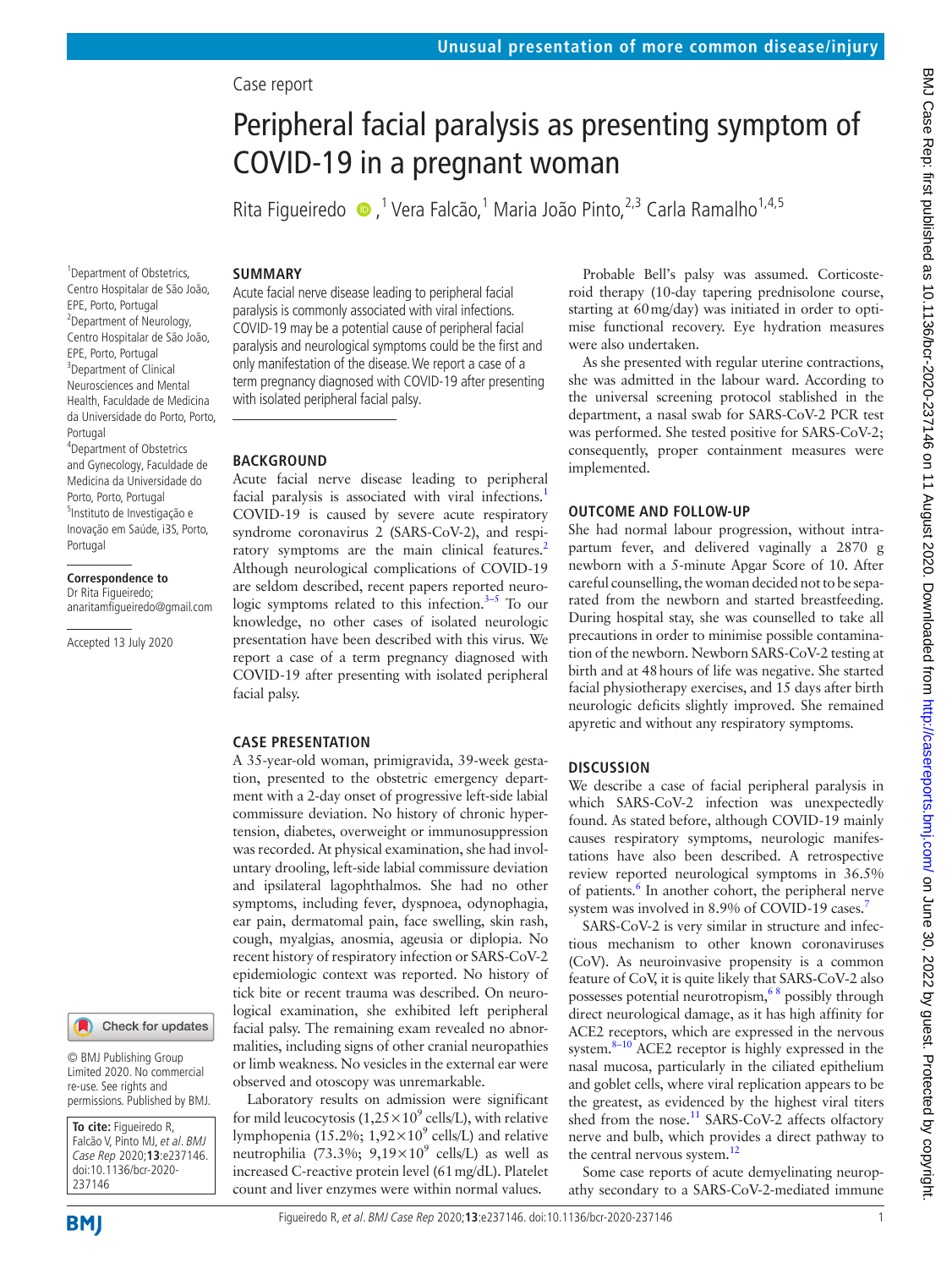Case report

# Peripheral facial paralysis as presenting symptom of COVID-19 in a pregnant woman

Rita Figueiredo ,[1] Vera Falcão,[1] Maria João Pinto,[2,3] Carla Ramalho[1,4,5]

[1]Department of Obstetrics, Centro Hospitalar de São João, EPE, Porto, Portugal
[2]Department of Neurology, Centro Hospitalar de São João, EPE, Porto, Portugal
[3]Department of Clinical Neurosciences and Mental Health, Faculdade de Medicina da Universidade do Porto, Porto, Portugal
[4]Department of Obstetrics and Gynecology, Faculdade de Medicina da Universidade do Porto, Porto, Portugal
[5]Instituto de Investigação e Inovação em Saúde, i3S, Porto, Portugal

**Correspondence to**
Dr Rita Figueiredo;
anaritamfigueiredo@gmail.com

Accepted 13 July 2020

© BMJ Publishing Group Limited 2020. No commercial re-use. See rights and permissions. Published by BMJ.

**To cite:** Figueiredo R, Falcão V, Pinto MJ, *et al*. *BMJ Case Rep* 2020;**13**:e237146. doi:10.1136/bcr-2020-237146

## SUMMARY

Acute facial nerve disease leading to peripheral facial paralysis is commonly associated with viral infections. COVID-19 may be a potential cause of peripheral facial paralysis and neurological symptoms could be the first and only manifestation of the disease. We report a case of a term pregnancy diagnosed with COVID-19 after presenting with isolated peripheral facial palsy.

## BACKGROUND

Acute facial nerve disease leading to peripheral facial paralysis is associated with viral infections.[1] COVID-19 is caused by severe acute respiratory syndrome coronavirus 2 (SARS-CoV-2), and respiratory symptoms are the main clinical features.[2] Although neurological complications of COVID-19 are seldom described, recent papers reported neurologic symptoms related to this infection.[3–5] To our knowledge, no other cases of isolated neurologic presentation have been described with this virus. We report a case of a term pregnancy diagnosed with COVID-19 after presenting with isolated peripheral facial palsy.

## CASE PRESENTATION

A 35-year-old woman, primigravida, 39-week gestation, presented to the obstetric emergency department with a 2-day onset of progressive left-side labial commissure deviation. No history of chronic hypertension, diabetes, overweight or immunosuppression was recorded. At physical examination, she had involuntary drooling, left-side labial commissure deviation and ipsilateral lagophthalmos. She had no other symptoms, including fever, dyspnoea, odynophagia, ear pain, dermatomal pain, face swelling, skin rash, cough, myalgias, anosmia, ageusia or diplopia. No recent history of respiratory infection or SARS-CoV-2 epidemiologic context was reported. No history of tick bite or recent trauma was described. On neurological examination, she exhibited left peripheral facial palsy. The remaining exam revealed no abnormalities, including signs of other cranial neuropathies or limb weakness. No vesicles in the external ear were observed and otoscopy was unremarkable.

Laboratory results on admission were significant for mild leucocytosis ($1{,}25\times10^9$ cells/L), with relative lymphopenia (15.2%; $1{,}92\times10^9$ cells/L) and relative neutrophilia (73.3%; $9{,}19\times10^9$ cells/L) as well as increased C-reactive protein level (61 mg/dL). Platelet count and liver enzymes were within normal values.

Probable Bell's palsy was assumed. Corticosteroid therapy (10-day tapering prednisolone course, starting at 60 mg/day) was initiated in order to optimise functional recovery. Eye hydration measures were also undertaken.

As she presented with regular uterine contractions, she was admitted in the labour ward. According to the universal screening protocol stablished in the department, a nasal swab for SARS-CoV-2 PCR test was performed. She tested positive for SARS-CoV-2; consequently, proper containment measures were implemented.

## OUTCOME AND FOLLOW-UP

She had normal labour progression, without intrapartum fever, and delivered vaginally a 2870 g newborn with a 5-minute Apgar Score of 10. After careful counselling, the woman decided not to be separated from the newborn and started breastfeeding. During hospital stay, she was counselled to take all precautions in order to minimise possible contamination of the newborn. Newborn SARS-CoV-2 testing at birth and at 48 hours of life was negative. She started facial physiotherapy exercises, and 15 days after birth neurologic deficits slightly improved. She remained apyretic and without any respiratory symptoms.

## DISCUSSION

We describe a case of facial peripheral paralysis in which SARS-CoV-2 infection was unexpectedly found. As stated before, although COVID-19 mainly causes respiratory symptoms, neurologic manifestations have also been described. A retrospective review reported neurological symptoms in 36.5% of patients.[6] In another cohort, the peripheral nerve system was involved in 8.9% of COVID-19 cases.[7]

SARS-CoV-2 is very similar in structure and infectious mechanism to other known coronaviruses (CoV). As neuroinvasive propensity is a common feature of CoV, it is quite likely that SARS-CoV-2 also possesses potential neurotropism,[6,8] possibly through direct neurological damage, as it has high affinity for ACE2 receptors, which are expressed in the nervous system.[8–10] ACE2 receptor is highly expressed in the nasal mucosa, particularly in the ciliated epithelium and goblet cells, where viral replication appears to be the greatest, as evidenced by the highest viral titers shed from the nose.[11] SARS-CoV-2 affects olfactory nerve and bulb, which provides a direct pathway to the central nervous system.[12]

Some case reports of acute demyelinating neuropathy secondary to a SARS-CoV-2-mediated immune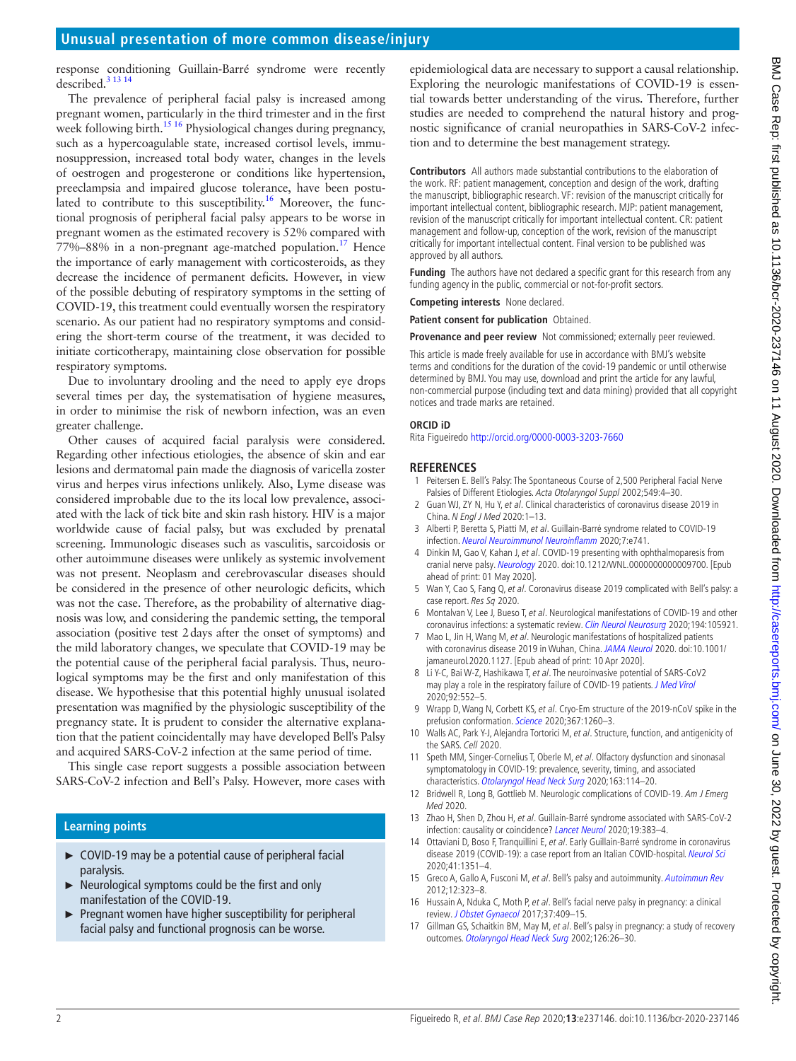response conditioning Guillain-Barré syndrome were recently described.[3 13 14]

The prevalence of peripheral facial palsy is increased among pregnant women, particularly in the third trimester and in the first week following birth.[15 16] Physiological changes during pregnancy, such as a hypercoagulable state, increased cortisol levels, immunosuppression, increased total body water, changes in the levels of oestrogen and progesterone or conditions like hypertension, preeclampsia and impaired glucose tolerance, have been postulated to contribute to this susceptibility.[16] Moreover, the functional prognosis of peripheral facial palsy appears to be worse in pregnant women as the estimated recovery is 52% compared with 77%–88% in a non-pregnant age-matched population.[17] Hence the importance of early management with corticosteroids, as they decrease the incidence of permanent deficits. However, in view of the possible debuting of respiratory symptoms in the setting of COVID-19, this treatment could eventually worsen the respiratory scenario. As our patient had no respiratory symptoms and considering the short-term course of the treatment, it was decided to initiate corticotherapy, maintaining close observation for possible respiratory symptoms.

Due to involuntary drooling and the need to apply eye drops several times per day, the systematisation of hygiene measures, in order to minimise the risk of newborn infection, was an even greater challenge.

Other causes of acquired facial paralysis were considered. Regarding other infectious etiologies, the absence of skin and ear lesions and dermatomal pain made the diagnosis of varicella zoster virus and herpes virus infections unlikely. Also, Lyme disease was considered improbable due to the its local low prevalence, associated with the lack of tick bite and skin rash history. HIV is a major worldwide cause of facial palsy, but was excluded by prenatal screening. Immunologic diseases such as vasculitis, sarcoidosis or other autoimmune diseases were unlikely as systemic involvement was not present. Neoplasm and cerebrovascular diseases should be considered in the presence of other neurologic deficits, which was not the case. Therefore, as the probability of alternative diagnosis was low, and considering the pandemic setting, the temporal association (positive test 2 days after the onset of symptoms) and the mild laboratory changes, we speculate that COVID-19 may be the potential cause of the peripheral facial paralysis. Thus, neurological symptoms may be the first and only manifestation of this disease. We hypothesise that this potential highly unusual isolated presentation was magnified by the physiologic susceptibility of the pregnancy state. It is prudent to consider the alternative explanation that the patient coincidentally may have developed Bell's Palsy and acquired SARS-CoV-2 infection at the same period of time.

This single case report suggests a possible association between SARS-CoV-2 infection and Bell's Palsy. However, more cases with epidemiological data are necessary to support a causal relationship. Exploring the neurologic manifestations of COVID-19 is essential towards better understanding of the virus. Therefore, further studies are needed to comprehend the natural history and prognostic significance of cranial neuropathies in SARS-CoV-2 infection and to determine the best management strategy.

## Learning points

- COVID-19 may be a potential cause of peripheral facial paralysis.
- Neurological symptoms could be the first and only manifestation of the COVID-19.
- Pregnant women have higher susceptibility for peripheral facial palsy and functional prognosis can be worse.

**Contributors** All authors made substantial contributions to the elaboration of the work. RF: patient management, conception and design of the work, drafting the manuscript, bibliographic research. VF: revision of the manuscript critically for important intellectual content, bibliographic research. MJP: patient management, revision of the manuscript critically for important intellectual content. CR: patient management and follow-up, conception of the work, revision of the manuscript critically for important intellectual content. Final version to be published was approved by all authors.

**Funding** The authors have not declared a specific grant for this research from any funding agency in the public, commercial or not-for-profit sectors.

**Competing interests** None declared.

**Patient consent for publication** Obtained.

**Provenance and peer review** Not commissioned; externally peer reviewed.

This article is made freely available for use in accordance with BMJ's website terms and conditions for the duration of the covid-19 pandemic or until otherwise determined by BMJ. You may use, download and print the article for any lawful, non-commercial purpose (including text and data mining) provided that all copyright notices and trade marks are retained.

**ORCID iD**

Rita Figueiredo http://orcid.org/0000-0003-3203-7660

## REFERENCES

1. Peitersen E. Bell's Palsy: The Spontaneous Course of 2,500 Peripheral Facial Nerve Palsies of Different Etiologies. *Acta Otolaryngol Suppl* 2002;549:4–30.
2. Guan WJ, ZY N, Hu Y, *et al*. Clinical characteristics of coronavirus disease 2019 in China. *N Engl J Med* 2020:1–13.
3. Alberti P, Beretta S, Piatti M, *et al*. Guillain-Barré syndrome related to COVID-19 infection. *Neurol Neuroimmunol Neuroinflamm* 2020;7:e741.
4. Dinkin M, Gao V, Kahan J, *et al*. COVID-19 presenting with ophthalmoparesis from cranial nerve palsy. *Neurology* 2020. doi:10.1212/WNL.0000000000009700. [Epub ahead of print: 01 May 2020].
5. Wan Y, Cao S, Fang Q, *et al*. Coronavirus disease 2019 complicated with Bell's palsy: a case report. *Res Sq* 2020.
6. Montalvan V, Lee J, Bueso T, *et al*. Neurological manifestations of COVID-19 and other coronavirus infections: a systematic review. *Clin Neurol Neurosurg* 2020;194:105921.
7. Mao L, Jin H, Wang M, *et al*. Neurologic manifestations of hospitalized patients with coronavirus disease 2019 in Wuhan, China. *JAMA Neurol* 2020. doi:10.1001/jamaneurol.2020.1127. [Epub ahead of print: 10 Apr 2020].
8. Li Y-C, Bai W-Z, Hashikawa T, *et al*. The neuroinvasive potential of SARS-CoV2 may play a role in the respiratory failure of COVID-19 patients. *J Med Virol* 2020;92:552–5.
9. Wrapp D, Wang N, Corbett KS, *et al*. Cryo-Em structure of the 2019-nCoV spike in the prefusion conformation. *Science* 2020;367:1260–3.
10. Walls AC, Park Y-J, Alejandra Tortorici M, *et al*. Structure, function, and antigenicity of the SARS. *Cell* 2020.
11. Speth MM, Singer-Cornelius T, Oberle M, *et al*. Olfactory dysfunction and sinonasal symptomatology in COVID-19: prevalence, severity, timing, and associated characteristics. *Otolaryngol Head Neck Surg* 2020;163:114–20.
12. Bridwell R, Long B, Gottlieb M. Neurologic complications of COVID-19. *Am J Emerg Med* 2020.
13. Zhao H, Shen D, Zhou H, *et al*. Guillain-Barré syndrome associated with SARS-CoV-2 infection: causality or coincidence? *Lancet Neurol* 2020;19:383–4.
14. Ottaviani D, Boso F, Tranquillini E, *et al*. Early Guillain-Barré syndrome in coronavirus disease 2019 (COVID-19): a case report from an Italian COVID-hospital. *Neurol Sci* 2020;41:1351–4.
15. Greco A, Gallo A, Fusconi M, *et al*. Bell's palsy and autoimmunity. *Autoimmun Rev* 2012;12:323–8.
16. Hussain A, Nduka C, Moth P, *et al*. Bell's facial nerve palsy in pregnancy: a clinical review. *J Obstet Gynaecol* 2017;37:409–15.
17. Gillman GS, Schaitkin BM, May M, *et al*. Bell's palsy in pregnancy: a study of recovery outcomes. *Otolaryngol Head Neck Surg* 2002;126:26–30.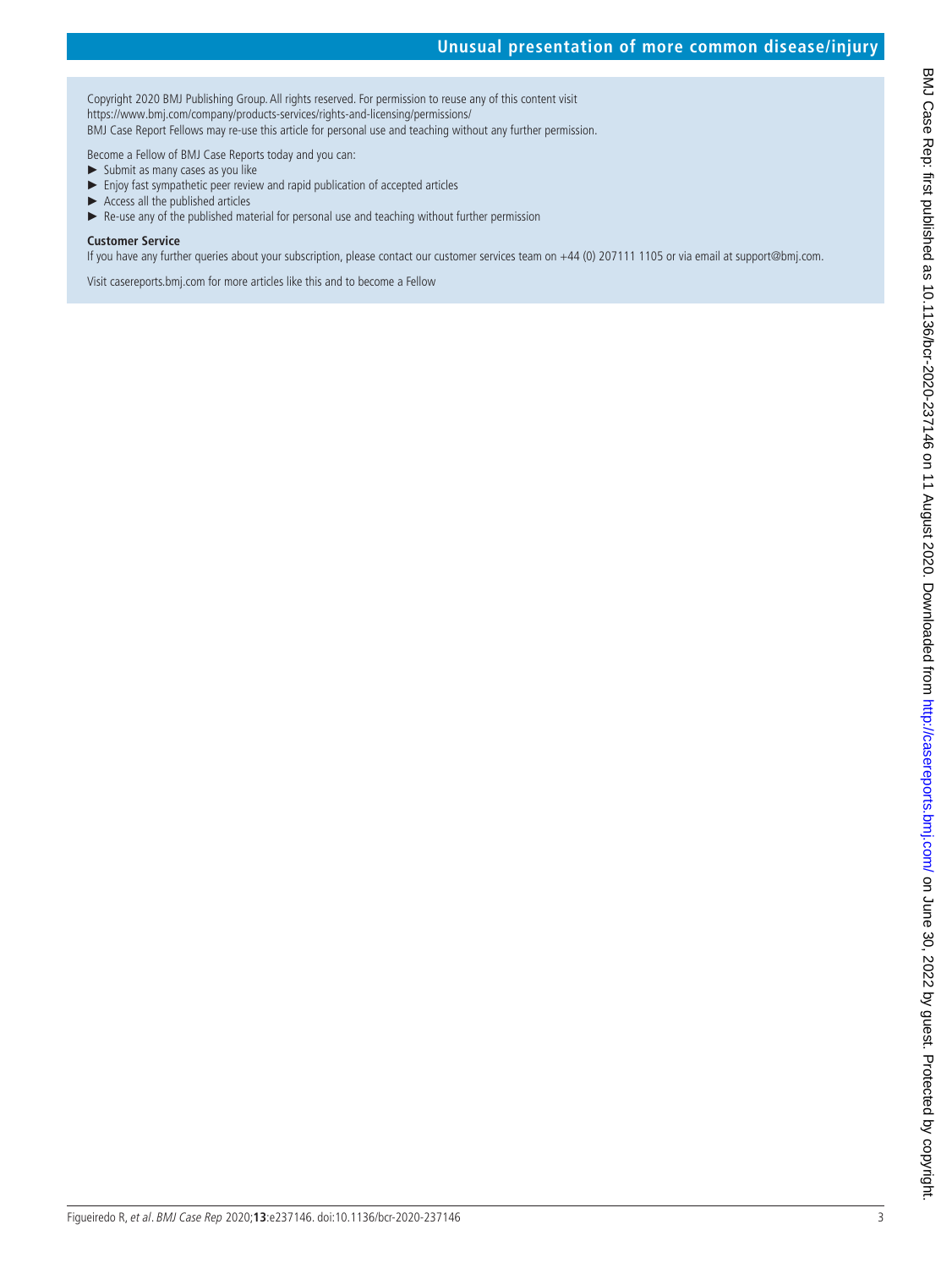Copyright 2020 BMJ Publishing Group. All rights reserved. For permission to reuse any of this content visit
https://www.bmj.com/company/products-services/rights-and-licensing/permissions/
BMJ Case Report Fellows may re-use this article for personal use and teaching without any further permission.

Become a Fellow of BMJ Case Reports today and you can:

- Submit as many cases as you like
- Enjoy fast sympathetic peer review and rapid publication of accepted articles
- Access all the published articles
- Re-use any of the published material for personal use and teaching without further permission

**Customer Service**

If you have any further queries about your subscription, please contact our customer services team on +44 (0) 207111 1105 or via email at support@bmj.com.

Visit casereports.bmj.com for more articles like this and to become a Fellow